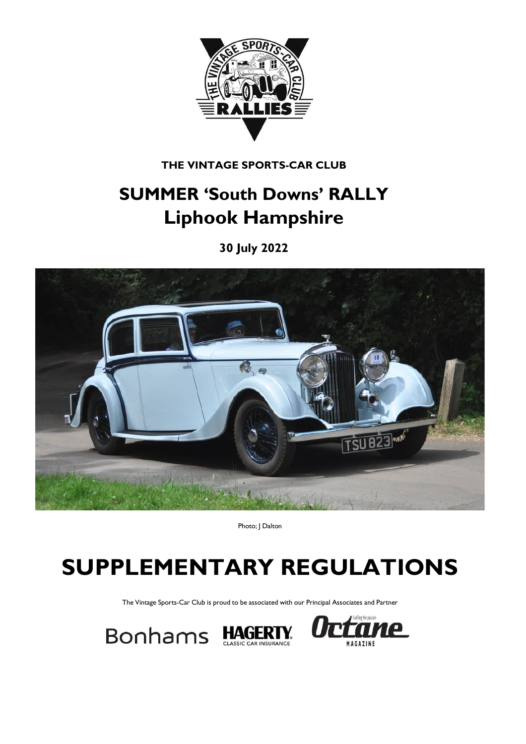**THE VINTAGE SPORTS-CAR CLUB**

# SUMMER 'South Downs' RALLY
# Liphook Hampshire

**30 July 2022**

Photo; J Dalton

# SUPPLEMENTARY REGULATIONS

The Vintage Sports-Car Club is proud to be associated with our Principal Associates and Partner

Bonhams HAGERTY CLASSIC CAR INSURANCE Octane MAGAZINE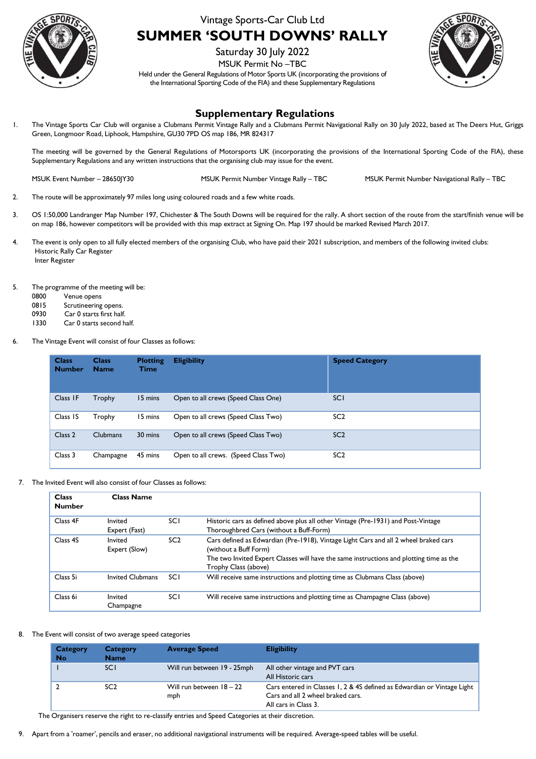Vintage Sports-Car Club Ltd

# SUMMER 'SOUTH DOWNS' RALLY

Saturday 30 July 2022

MSUK Permit No –TBC

Held under the General Regulations of Motor Sports UK (incorporating the provisions of the International Sporting Code of the FIA) and these Supplementary Regulations

## Supplementary Regulations

1. The Vintage Sports Car Club will organise a Clubmans Permit Vintage Rally and a Clubmans Permit Navigational Rally on 30 July 2022, based at The Deers Hut, Griggs Green, Longmoor Road, Liphook, Hampshire, GU30 7PD OS map 186, MR 824317

   The meeting will be governed by the General Regulations of Motorsports UK (incorporating the provisions of the International Sporting Code of the FIA), these Supplementary Regulations and any written instructions that the organising club may issue for the event.

   MSUK Event Number – 28650JY30 MSUK Permit Number Vintage Rally – TBC MSUK Permit Number Navigational Rally – TBC

2. The route will be approximately 97 miles long using coloured roads and a few white roads.

3. OS 1:50,000 Landranger Map Number 197, Chichester & The South Downs will be required for the rally. A short section of the route from the start/finish venue will be on map 186, however competitors will be provided with this map extract at Signing On. Map 197 should be marked Revised March 2017.

4. The event is only open to all fully elected members of the organising Club, who have paid their 2021 subscription, and members of the following invited clubs:
   Historic Rally Car Register
   Inter Register

5. The programme of the meeting will be:
   0800 Venue opens
   0815 Scrutineering opens.
   0930 Car 0 starts first half.
   1330 Car 0 starts second half.

6. The Vintage Event will consist of four Classes as follows:

| Class Number | Class Name | Plotting Time | Eligibility | Speed Category |
|---|---|---|---|---|
| Class 1F | Trophy | 15 mins | Open to all crews (Speed Class One) | SC1 |
| Class 1S | Trophy | 15 mins | Open to all crews (Speed Class Two) | SC2 |
| Class 2 | Clubmans | 30 mins | Open to all crews (Speed Class Two) | SC2 |
| Class 3 | Champagne | 45 mins | Open to all crews. (Speed Class Two) | SC2 |

7. The Invited Event will also consist of four Classes as follows:

| Class Number | Class Name | | |
|---|---|---|---|
| Class 4F | Invited Expert (Fast) | SC1 | Historic cars as defined above plus all other Vintage (Pre-1931) and Post-Vintage Thoroughbred Cars (without a Buff-Form) |
| Class 4S | Invited Expert (Slow) | SC2 | Cars defined as Edwardian (Pre-1918), Vintage Light Cars and all 2 wheel braked cars (without a Buff Form)<br>The two Invited Expert Classes will have the same instructions and plotting time as the Trophy Class (above) |
| Class 5i | Invited Clubmans | SC1 | Will receive same instructions and plotting time as Clubmans Class (above) |
| Class 6i | Invited Champagne | SC1 | Will receive same instructions and plotting time as Champagne Class (above) |

8. The Event will consist of two average speed categories

| Category No | Category Name | Average Speed | Eligibility |
|---|---|---|---|
| 1 | SC1 | Will run between 19 - 25mph | All other vintage and PVT cars<br>All Historic cars |
| 2 | SC2 | Will run between 18 – 22 mph | Cars entered in Classes 1, 2 & 4S defined as Edwardian or Vintage Light Cars and all 2 wheel braked cars.<br>All cars in Class 3. |

   The Organisers reserve the right to re-classify entries and Speed Categories at their discretion.

9. Apart from a 'roamer', pencils and eraser, no additional navigational instruments will be required. Average-speed tables will be useful.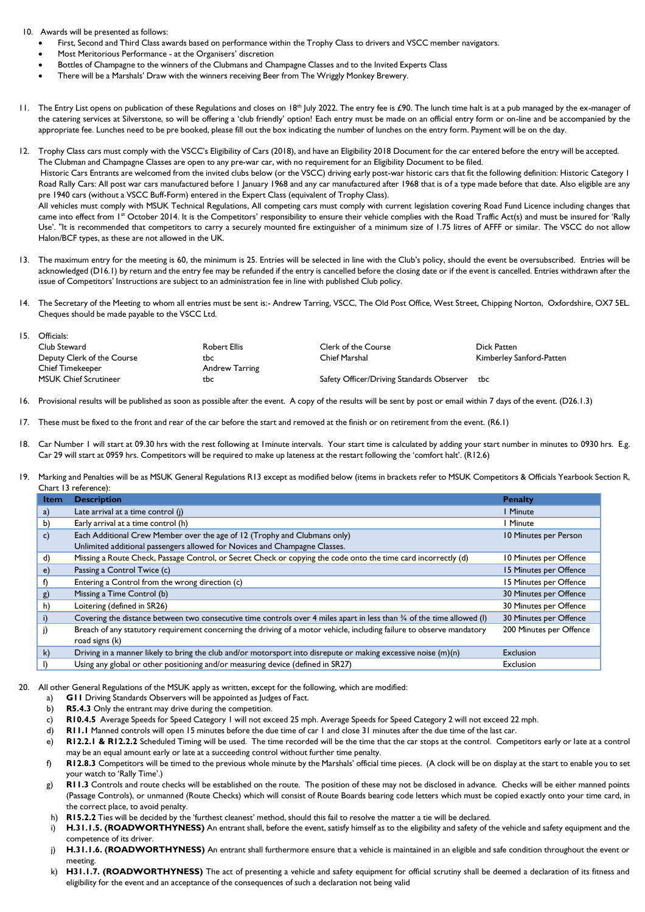10. Awards will be presented as follows:
    - First, Second and Third Class awards based on performance within the Trophy Class to drivers and VSCC member navigators.
    - Most Meritorious Performance - at the Organisers' discretion
    - Bottles of Champagne to the winners of the Clubmans and Champagne Classes and to the Invited Experts Class
    - There will be a Marshals' Draw with the winners receiving Beer from The Wriggly Monkey Brewery.

11. The Entry List opens on publication of these Regulations and closes on 18th July 2022. The entry fee is £90. The lunch time halt is at a pub managed by the ex-manager of the catering services at Silverstone, so will be offering a 'club friendly' option! Each entry must be made on an official entry form or on-line and be accompanied by the appropriate fee. Lunches need to be pre booked, please fill out the box indicating the number of lunches on the entry form. Payment will be on the day.

12. Trophy Class cars must comply with the VSCC's Eligibility of Cars (2018), and have an Eligibility 2018 Document for the car entered before the entry will be accepted. The Clubman and Champagne Classes are open to any pre-war car, with no requirement for an Eligibility Document to be filed.
    Historic Cars Entrants are welcomed from the invited clubs below (or the VSCC) driving early post-war historic cars that fit the following definition: Historic Category 1 Road Rally Cars: All post war cars manufactured before 1 January 1968 and any car manufactured after 1968 that is of a type made before that date. Also eligible are any pre 1940 cars (without a VSCC Buff-Form) entered in the Expert Class (equivalent of Trophy Class).
    All vehicles must comply with MSUK Technical Regulations, All competing cars must comply with current legislation covering Road Fund Licence including changes that came into effect from 1st October 2014. It is the Competitors' responsibility to ensure their vehicle complies with the Road Traffic Act(s) and must be insured for 'Rally Use'. "It is recommended that competitors to carry a securely mounted fire extinguisher of a minimum size of 1.75 litres of AFFF or similar. The VSCC do not allow Halon/BCF types, as these are not allowed in the UK.

13. The maximum entry for the meeting is 60, the minimum is 25. Entries will be selected in line with the Club's policy, should the event be oversubscribed. Entries will be acknowledged (D16.1) by return and the entry fee may be refunded if the entry is cancelled before the closing date or if the event is cancelled. Entries withdrawn after the issue of Competitors' Instructions are subject to an administration fee in line with published Club policy.

14. The Secretary of the Meeting to whom all entries must be sent is:- Andrew Tarring, VSCC, The Old Post Office, West Street, Chipping Norton, Oxfordshire, OX7 5EL. Cheques should be made payable to the VSCC Ltd.

15. Officials:

| | | | |
|---|---|---|---|
| Club Steward | Robert Ellis | Clerk of the Course | Dick Patten |
| Deputy Clerk of the Course | tbc | Chief Marshal | Kimberley Sanford-Patten |
| Chief Timekeeper | Andrew Tarring | | |
| MSUK Chief Scrutineer | tbc | Safety Officer/Driving Standards Observer | tbc |

16. Provisional results will be published as soon as possible after the event. A copy of the results will be sent by post or email within 7 days of the event. (D26.1.3)

17. These must be fixed to the front and rear of the car before the start and removed at the finish or on retirement from the event. (R6.1)

18. Car Number 1 will start at 09.30 hrs with the rest following at 1minute intervals. Your start time is calculated by adding your start number in minutes to 0930 hrs. E.g. Car 29 will start at 0959 hrs. Competitors will be required to make up lateness at the restart following the 'comfort halt'. (R12.6)

19. Marking and Penalties will be as MSUK General Regulations R13 except as modified below (items in brackets refer to MSUK Competitors & Officials Yearbook Section R, Chart 13 reference):

| Item | Description | Penalty |
|---|---|---|
| a) | Late arrival at a time control (j) | 1 Minute |
| b) | Early arrival at a time control (h) | 1 Minute |
| c) | Each Additional Crew Member over the age of 12 (Trophy and Clubmans only)<br>Unlimited additional passengers allowed for Novices and Champagne Classes. | 10 Minutes per Person |
| d) | Missing a Route Check, Passage Control, or Secret Check or copying the code onto the time card incorrectly (d) | 10 Minutes per Offence |
| e) | Passing a Control Twice (c) | 15 Minutes per Offence |
| f) | Entering a Control from the wrong direction (c) | 15 Minutes per Offence |
| g) | Missing a Time Control (b) | 30 Minutes per Offence |
| h) | Loitering (defined in SR26) | 30 Minutes per Offence |
| i) | Covering the distance between two consecutive time controls over 4 miles apart in less than ¾ of the time allowed (l) | 30 Minutes per Offence |
| j) | Breach of any statutory requirement concerning the driving of a motor vehicle, including failure to observe mandatory road signs (k) | 200 Minutes per Offence |
| k) | Driving in a manner likely to bring the club and/or motorsport into disrepute or making excessive noise (m)(n) | Exclusion |
| l) | Using any global or other positioning and/or measuring device (defined in SR27) | Exclusion |

20. All other General Regulations of the MSUK apply as written, except for the following, which are modified:
    a) **G11** Driving Standards Observers will be appointed as Judges of Fact.
    b) **R5.4.3** Only the entrant may drive during the competition.
    c) **R10.4.5** Average Speeds for Speed Category 1 will not exceed 25 mph. Average Speeds for Speed Category 2 will not exceed 22 mph.
    d) **R11.1** Manned controls will open 15 minutes before the due time of car 1 and close 31 minutes after the due time of the last car.
    e) **R12.2.1 & R12.2.2** Scheduled Timing will be used. The time recorded will be the time that the car stops at the control. Competitors early or late at a control may be an equal amount early or late at a succeeding control without further time penalty.
    f) **R12.8.3** Competitors will be timed to the previous whole minute by the Marshals' official time pieces. (A clock will be on display at the start to enable you to set your watch to 'Rally Time'.)
    g) **R11.3** Controls and route checks will be established on the route. The position of these may not be disclosed in advance. Checks will be either manned points (Passage Controls), or unmanned (Route Checks) which will consist of Route Boards bearing code letters which must be copied exactly onto your time card, in the correct place, to avoid penalty.
    h) **R15.2.2** Ties will be decided by the 'furthest cleanest' method, should this fail to resolve the matter a tie will be declared.
    i) **H.31.1.5. (ROADWORTHYNESS)** An entrant shall, before the event, satisfy himself as to the eligibility and safety of the vehicle and safety equipment and the competence of its driver.
    j) **H.31.1.6. (ROADWORTHYNESS)** An entrant shall furthermore ensure that a vehicle is maintained in an eligible and safe condition throughout the event or meeting.
    k) **H31.1.7. (ROADWORTHYNESS)** The act of presenting a vehicle and safety equipment for official scrutiny shall be deemed a declaration of its fitness and eligibility for the event and an acceptance of the consequences of such a declaration not being valid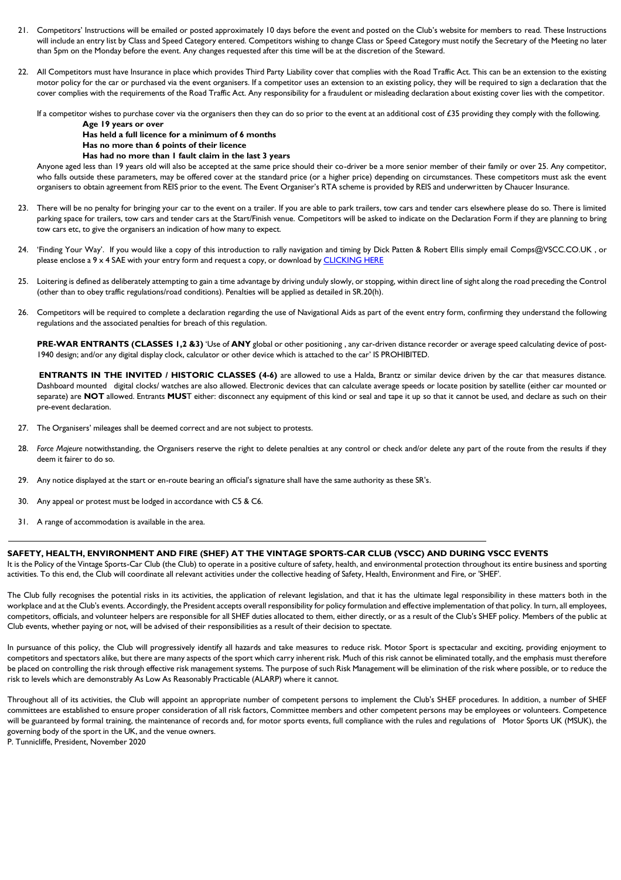21. Competitors' Instructions will be emailed or posted approximately 10 days before the event and posted on the Club's website for members to read. These Instructions will include an entry list by Class and Speed Category entered. Competitors wishing to change Class or Speed Category must notify the Secretary of the Meeting no later than 5pm on the Monday before the event. Any changes requested after this time will be at the discretion of the Steward.

22. All Competitors must have Insurance in place which provides Third Party Liability cover that complies with the Road Traffic Act. This can be an extension to the existing motor policy for the car or purchased via the event organisers. If a competitor uses an extension to an existing policy, they will be required to sign a declaration that the cover complies with the requirements of the Road Traffic Act. Any responsibility for a fraudulent or misleading declaration about existing cover lies with the competitor.

    If a competitor wishes to purchase cover via the organisers then they can do so prior to the event at an additional cost of £35 providing they comply with the following.

    **Age 19 years or over**
    **Has held a full licence for a minimum of 6 months**
    **Has no more than 6 points of their licence**
    **Has had no more than 1 fault claim in the last 3 years**

    Anyone aged less than 19 years old will also be accepted at the same price should their co-driver be a more senior member of their family or over 25. Any competitor, who falls outside these parameters, may be offered cover at the standard price (or a higher price) depending on circumstances. These competitors must ask the event organisers to obtain agreement from REIS prior to the event. The Event Organiser's RTA scheme is provided by REIS and underwritten by Chaucer Insurance.

23. There will be no penalty for bringing your car to the event on a trailer. If you are able to park trailers, tow cars and tender cars elsewhere please do so. There is limited parking space for trailers, tow cars and tender cars at the Start/Finish venue. Competitors will be asked to indicate on the Declaration Form if they are planning to bring tow cars etc, to give the organisers an indication of how many to expect.

24. 'Finding Your Way'. If you would like a copy of this introduction to rally navigation and timing by Dick Patten & Robert Ellis simply email Comps@VSCC.CO.UK , or please enclose a 9 x 4 SAE with your entry form and request a copy, or download by CLICKING HERE

25. Loitering is defined as deliberately attempting to gain a time advantage by driving unduly slowly, or stopping, within direct line of sight along the road preceding the Control (other than to obey traffic regulations/road conditions). Penalties will be applied as detailed in SR.20(h).

26. Competitors will be required to complete a declaration regarding the use of Navigational Aids as part of the event entry form, confirming they understand the following regulations and the associated penalties for breach of this regulation.

    **PRE-WAR ENTRANTS (CLASSES 1,2 &3)** 'Use of **ANY** global or other positioning , any car-driven distance recorder or average speed calculating device of post-1940 design; and/or any digital display clock, calculator or other device which is attached to the car' IS PROHIBITED.

    **ENTRANTS IN THE INVITED / HISTORIC CLASSES (4-6)** are allowed to use a Halda, Brantz or similar device driven by the car that measures distance. Dashboard mounted digital clocks/ watches are also allowed. Electronic devices that can calculate average speeds or locate position by satellite (either car mounted or separate) are **NOT** allowed. Entrants **MUST** either: disconnect any equipment of this kind or seal and tape it up so that it cannot be used, and declare as such on their pre-event declaration.

27. The Organisers' mileages shall be deemed correct and are not subject to protests.

28. *Force Majeure* notwithstanding, the Organisers reserve the right to delete penalties at any control or check and/or delete any part of the route from the results if they deem it fairer to do so.

29. Any notice displayed at the start or en-route bearing an official's signature shall have the same authority as these SR's.

30. Any appeal or protest must be lodged in accordance with C5 & C6.

31. A range of accommodation is available in the area.

---

## SAFETY, HEALTH, ENVIRONMENT AND FIRE (SHEF) AT THE VINTAGE SPORTS-CAR CLUB (VSCC) AND DURING VSCC EVENTS

It is the Policy of the Vintage Sports-Car Club (the Club) to operate in a positive culture of safety, health, and environmental protection throughout its entire business and sporting activities. To this end, the Club will coordinate all relevant activities under the collective heading of Safety, Health, Environment and Fire, or 'SHEF'.

The Club fully recognises the potential risks in its activities, the application of relevant legislation, and that it has the ultimate legal responsibility in these matters both in the workplace and at the Club's events. Accordingly, the President accepts overall responsibility for policy formulation and effective implementation of that policy. In turn, all employees, competitors, officials, and volunteer helpers are responsible for all SHEF duties allocated to them, either directly, or as a result of the Club's SHEF policy. Members of the public at Club events, whether paying or not, will be advised of their responsibilities as a result of their decision to spectate.

In pursuance of this policy, the Club will progressively identify all hazards and take measures to reduce risk. Motor Sport is spectacular and exciting, providing enjoyment to competitors and spectators alike, but there are many aspects of the sport which carry inherent risk. Much of this risk cannot be eliminated totally, and the emphasis must therefore be placed on controlling the risk through effective risk management systems. The purpose of such Risk Management will be elimination of the risk where possible, or to reduce the risk to levels which are demonstrably As Low As Reasonably Practicable (ALARP) where it cannot.

Throughout all of its activities, the Club will appoint an appropriate number of competent persons to implement the Club's SHEF procedures. In addition, a number of SHEF committees are established to ensure proper consideration of all risk factors, Committee members and other competent persons may be employees or volunteers. Competence will be guaranteed by formal training, the maintenance of records and, for motor sports events, full compliance with the rules and regulations of Motor Sports UK (MSUK), the governing body of the sport in the UK, and the venue owners.

P. Tunnicliffe, President, November 2020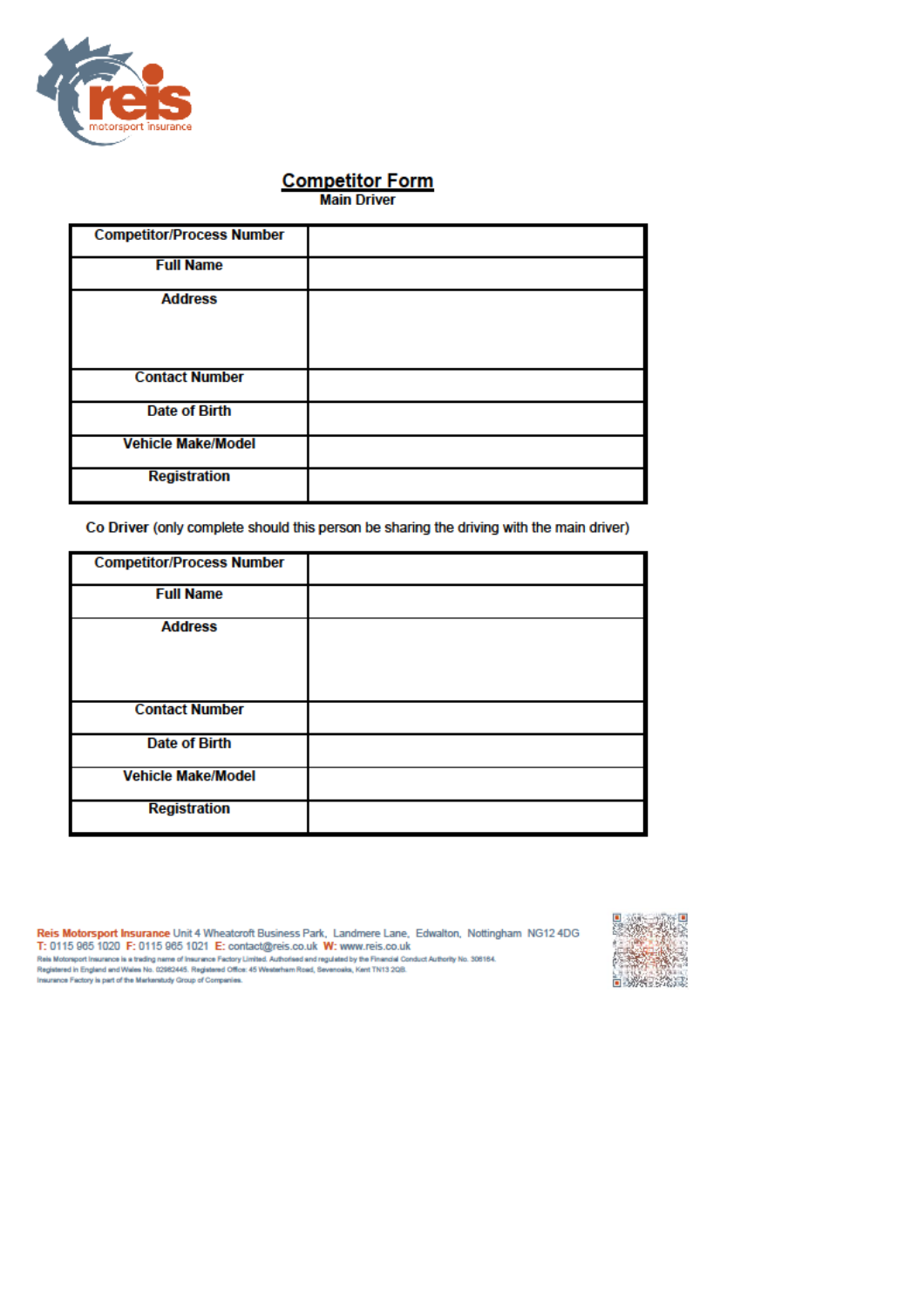# Competitor Form

**Main Driver**

| Competitor/Process Number | |
|---|---|
| Full Name | |
| Address | |
| Contact Number | |
| Date of Birth | |
| Vehicle Make/Model | |
| Registration | |

Co Driver (only complete should this person be sharing the driving with the main driver)

| Competitor/Process Number | |
|---|---|
| Full Name | |
| Address | |
| Contact Number | |
| Date of Birth | |
| Vehicle Make/Model | |
| Registration | |

**Reis Motorsport Insurance** Unit 4 Wheatcroft Business Park, Landmere Lane, Edwalton, Nottingham NG12 4DG
T: 0115 965 1020 F: 0115 965 1021 E: contact@reis.co.uk W: www.reis.co.uk
Reis Motorsport Insurance is a trading name of Insurance Factory Limited. Authorised and regulated by the Financial Conduct Authority No. 306164.
Registered in England and Wales No. 02982445. Registered Office: 45 Westerham Road, Sevenoaks, Kent TN13 2QB.
Insurance Factory is part of the Markerstudy Group of Companies.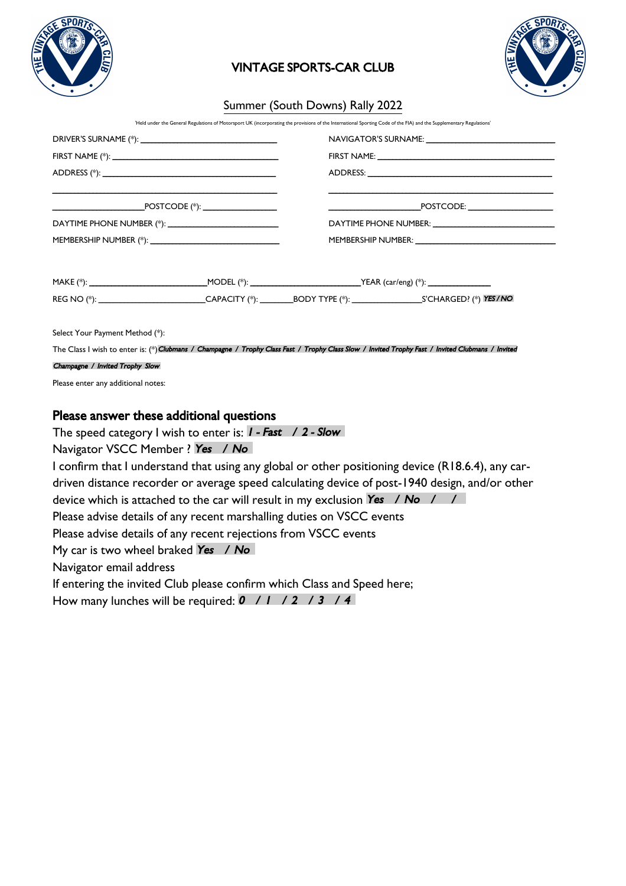# VINTAGE SPORTS-CAR CLUB

## Summer (South Downs) Rally 2022

'Held under the General Regulations of Motorsport UK (incorporating the provisions of the International Sporting Code of the FIA) and the Supplementary Regulations'

DRIVER'S SURNAME (*): ______________________________

FIRST NAME (*): ______________________________

ADDRESS (*): ______________________________

______________________________

______________________POSTCODE (*): ______________

DAYTIME PHONE NUMBER (*): ______________________

MEMBERSHIP NUMBER (*): ______________________

NAVIGATOR'S SURNAME: ______________________________

FIRST NAME: ______________________________

ADDRESS: ______________________________

______________________________

______________________POSTCODE: ______________

DAYTIME PHONE NUMBER: ______________________

MEMBERSHIP NUMBER: ______________________

MAKE (*): ______________________MODEL (*): ______________________YEAR (car/eng) (*): ____________

REG NO (*): ______________________CAPACITY (*): ________BODY TYPE (*): ______________S'CHARGED? (*) ***YES / NO***

Select Your Payment Method (*):

The Class I wish to enter is: (*)***Clubmans / Champagne / Trophy Class Fast / Trophy Class Slow / Invited Trophy Fast / Invited Clubmans / Invited Champagne / Invited Trophy Slow***

Please enter any additional notes:

## Please answer these additional questions

The speed category I wish to enter is: ***1 - Fast / 2 - Slow***

Navigator VSCC Member ? ***Yes / No***

I confirm that I understand that using any global or other positioning device (R18.6.4), any car-driven distance recorder or average speed calculating device of post-1940 design, and/or other device which is attached to the car will result in my exclusion ***Yes / No / /***

Please advise details of any recent marshalling duties on VSCC events

Please advise details of any recent rejections from VSCC events

My car is two wheel braked ***Yes / No***

Navigator email address

If entering the invited Club please confirm which Class and Speed here;

How many lunches will be required: ***0 / 1 / 2 / 3 / 4***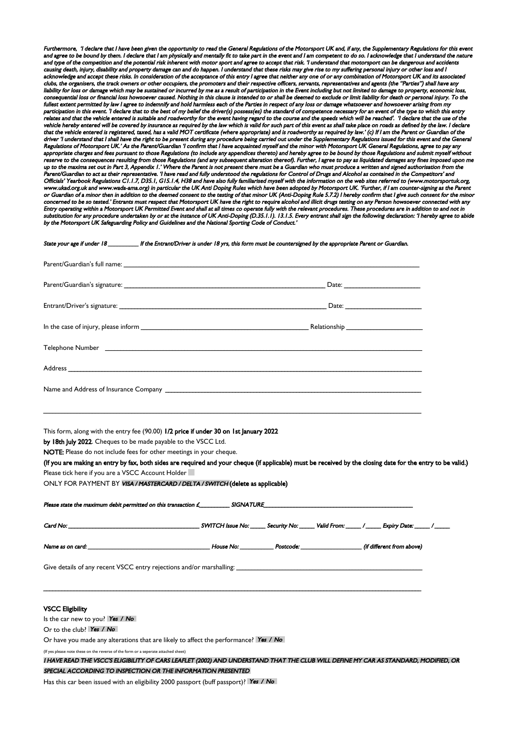*Furthermore, 'I declare that I have been given the opportunity to read the General Regulations of the Motorsport UK and, if any, the Supplementary Regulations for this event and agree to be bound by them. I declare that I am physically and mentally fit to take part in the event and I am competent to do so. I acknowledge that I understand the nature and type of the competition and the potential risk inherent with motor sport and agree to accept that risk. 'I understand that motorsport can be dangerous and accidents causing death, injury, disability and property damage can and do happen. I understand that these risks may give rise to my suffering personal injury or other loss and I acknowledge and accept these risks. In consideration of the acceptance of this entry I agree that neither any one of or any combination of Motorsport UK and its associated clubs, the organisers, the track owners or other occupiers, the promoters and their respective officers, servants, representatives and agents (the "Parties") shall have any liability for loss or damage which may be sustained or incurred by me as a result of participation in the Event including but not limited to damage to property, economic loss, consequential loss or financial loss howsoever caused. Nothing in this clause is intended to or shall be deemed to exclude or limit liability for death or personal injury. To the fullest extent permitted by law I agree to indemnify and hold harmless each of the Parties in respect of any loss or damage whatsoever and howsoever arising from my participation in this event. 'I declare that to the best of my belief the driver(s) possess(es) the standard of competence necessary for an event of the type to which this entry relates and that the vehicle entered is suitable and roadworthy for the event having regard to the course and the speeds which will be reached'. 'I declare that the use of the vehicle hereby entered will be covered by insurance as required by the law which is valid for such part of this event as shall take place on roads as defined by the law. I declare that the vehicle entered is registered, taxed, has a valid MOT certificate (where appropriate) and is roadworthy as required by law.' (c) If I am the Parent or Guardian of the driver 'I understand that I shall have the right to be present during any procedure being carried out under the Supplementary Regulations issued for this event and the General Regulations of Motorsport UK.' As the Parent/Guardian 'I confirm that I have acquainted myself and the minor with Motorsport UK General Regulations, agree to pay any appropriate charges and fees pursuant to those Regulations (to include any appendices thereto) and hereby agree to be bound by those Regulations and submit myself without reserve to the consequences resulting from those Regulations (and any subsequent alteration thereof). Further, I agree to pay as liquidated damages any fines imposed upon me up to the maxima set out in Part 3, Appendix 1.' Where the Parent is not present there must be a Guardian who must produce a written and signed authorisation from the Parent/Guardian to act as their representative. 'I have read and fully understood the regulations for Control of Drugs and Alcohol as contained in the Competitors' and Officials' Yearbook Regulations C1.1.7, D35.1, G15.1.4, H38 and have also fully familiarised myself with the information on the web sites referred to (www.motorsportuk.org, www.ukad.org.uk and www.wada-ama.org) in particular the UK Anti Doping Rules which have been adopted by Motorsport UK. 'Further, if I am counter-signing as the Parent or Guardian of a minor then in addition to the deemed consent to the testing of that minor UK (Anti-Doping Rule 5.7.2) I hereby confirm that I give such consent for the minor concerned to be so tested.' Entrants must respect that Motorsport UK have the right to require alcohol and illicit drugs testing on any Person howsoever connected with any Entry operating within a Motorsport UK Permitted Event and shall at all times co operate fully with the relevant procedures. These procedures are in addition to and not in substitution for any procedure undertaken by or at the instance of UK Anti-Doping (D.35.1.1). 13.1.5. Every entrant shall sign the following declaration: 'I hereby agree to abide by the Motorsport UK Safeguarding Policy and Guidelines and the National Sporting Code of Conduct.'*

*State your age if under 18 __________ If the Entrant/Driver is under 18 yrs, this form must be countersigned by the appropriate Parent or Guardian.*

Parent/Guardian's full name: ______________________________

Parent/Guardian's signature: ______________________________ Date: ______________

Entrant/Driver's signature: ______________________________ Date: ______________

In the case of injury, please inform ______________________________ Relationship ______________

Telephone Number ______________________________

Address ______________________________

Name and Address of Insurance Company ______________________________

______________________________

This form, along with the entry fee (90.00) **1/2 price if under 30 on 1st January 2022 by 18th July 2022**. Cheques to be made payable to the VSCC Ltd.

**NOTE:** Please do not include fees for other meetings in your cheque.

**(If you are making an entry by fax, both sides are required and your cheque (if applicable) must be received by the closing date for the entry to be valid.)**

Please tick here if you are a VSCC Account Holder ☐

ONLY FOR PAYMENT BY ***VISA / MASTERCARD / DELTA / SWITCH*** **(delete as applicable)**

*Please state the maximum debit permitted on this transaction £__________ SIGNATURE______________________________*

*Card No: ______________________________ SWITCH Issue No: _____ Security No: _____ Valid From: _____ / _____ Expiry Date: _____ / _____*

*Name as on card: ______________________________ House No: __________ Postcode: ______________ (if different from above)*

Give details of any recent VSCC entry rejections and/or marshalling: ______________________________

______________________________

**VSCC Eligibility**

Is the car new to you? ***Yes / No***

Or to the club? ***Yes / No***

Or have you made any alterations that are likely to affect the performance? ***Yes / No***

(If yes please note these on the reverse of the form or a seperate attached sheet)

*I HAVE READ THE VSCC'S ELIGIBILITY OF CARS LEAFLET (2002) AND UNDERSTAND THAT THE CLUB WILL DEFINE MY CAR AS STANDARD, MODIFIED, OR SPECIAL ACCORDING TO INSPECTION OR THE INFORMATION PRESENTED*

Has this car been issued with an eligibility 2000 passport (buff passport)? ***Yes / No***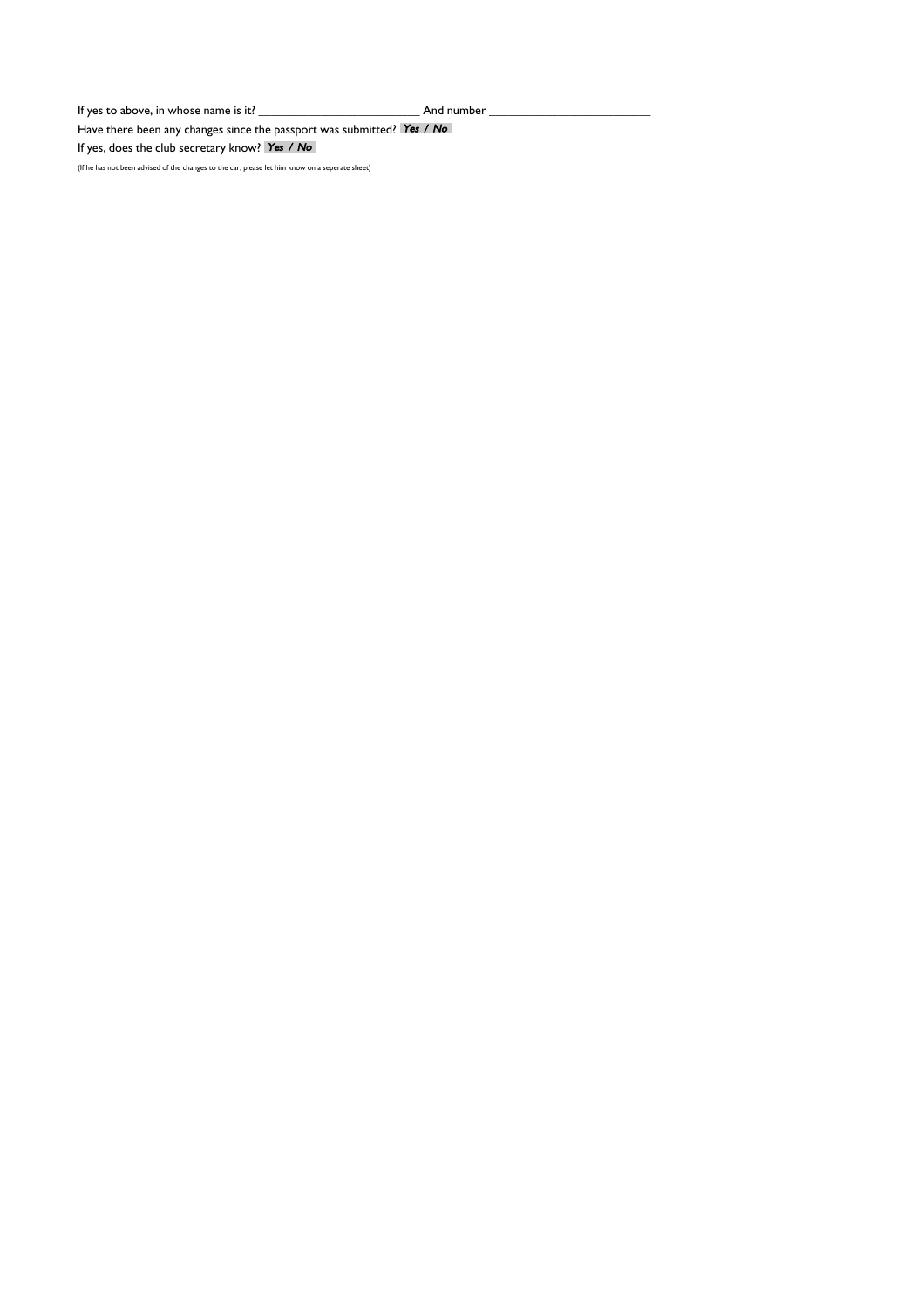If yes to above, in whose name is it? _________________________ And number _________________________

Have there been any changes since the passport was submitted? ***Yes / No***

If yes, does the club secretary know? ***Yes / No***

(If he has not been advised of the changes to the car, please let him know on a seperate sheet)